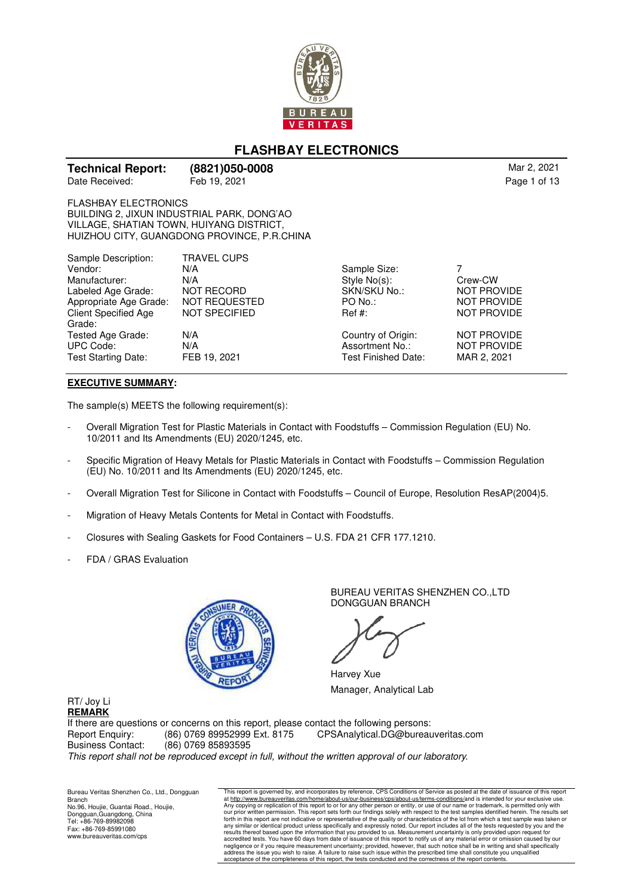# FLASHBAY ELECTRONICS

**Technical Report: (8821)050-0008** Mar 2, 2021

Date Received: Feb 19, 2021

FLASHBAY ELECTRONICS
BUILDING 2, JIXUN INDUSTRIAL PARK, DONG'AO
VILLAGE, SHATIAN TOWN, HUIYANG DISTRICT,
HUIZHOU CITY, GUANGDONG PROVINCE, P.R.CHINA

| | | | |
|---|---|---|---|
| Sample Description: | TRAVEL CUPS | | |
| Vendor: | N/A | Sample Size: | 7 |
| Manufacturer: | N/A | Style No(s): | Crew-CW |
| Labeled Age Grade: | NOT RECORD | SKN/SKU No.: | NOT PROVIDE |
| Appropriate Age Grade: | NOT REQUESTED | PO No.: | NOT PROVIDE |
| Client Specified Age Grade: | NOT SPECIFIED | Ref #: | NOT PROVIDE |
| Tested Age Grade: | N/A | Country of Origin: | NOT PROVIDE |
| UPC Code: | N/A | Assortment No.: | NOT PROVIDE |
| Test Starting Date: | FEB 19, 2021 | Test Finished Date: | MAR 2, 2021 |

**EXECUTIVE SUMMARY:**

The sample(s) MEETS the following requirement(s):

- Overall Migration Test for Plastic Materials in Contact with Foodstuffs – Commission Regulation (EU) No. 10/2011 and Its Amendments (EU) 2020/1245, etc.
- Specific Migration of Heavy Metals for Plastic Materials in Contact with Foodstuffs – Commission Regulation (EU) No. 10/2011 and Its Amendments (EU) 2020/1245, etc.
- Overall Migration Test for Silicone in Contact with Foodstuffs – Council of Europe, Resolution ResAP(2004)5.
- Migration of Heavy Metals Contents for Metal in Contact with Foodstuffs.
- Closures with Sealing Gaskets for Food Containers – U.S. FDA 21 CFR 177.1210.
- FDA / GRAS Evaluation

BUREAU VERITAS SHENZHEN CO.,LTD
DONGGUAN BRANCH

Harvey Xue
Manager, Analytical Lab

RT/ Joy Li

**REMARK**

If there are questions or concerns on this report, please contact the following persons:
Report Enquiry: (86) 0769 89952999 Ext. 8175 CPSAnalytical.DG@bureauveritas.com
Business Contact: (86) 0769 85893595

*This report shall not be reproduced except in full, without the written approval of our laboratory.*

Bureau Veritas Shenzhen Co., Ltd., Dongguan Branch
No.96, Houjie, Guantai Road., Houjie, Dongguan,Guangdong, China
Tel: +86-769-89982098
Fax: +86-769-85991080
www.bureauveritas.com/cps

This report is governed by, and incorporates by reference, CPS Conditions of Service as posted at the date of issuance of this report at http://www.bureauveritas.com/home/about-us/our-business/cps/about-us/terms-conditions/and is intended for your exclusive use. Any copying or replication of this report to or for any other person or entity, or use of our name or trademark, is permitted only with our prior written permission. This report sets forth our findings solely with respect to the test samples identified herein. The results set forth in this report are not indicative or representative of the quality or characteristics of the lot from which a test sample was taken or any similar or identical product unless specifically and expressly noted. Our report includes all of the tests requested by you and the results thereof based upon the information that you provided to us. Measurement uncertainty is only provided upon request for accredited tests. You have 60 days from date of issuance of this report to notify us of any material error or omission caused by our negligence or if you require measurement uncertainty; provided, however, that such notice shall be in writing and shall specifically address the issue you wish to raise. A failure to raise such issue within the prescribed time shall constitute you unqualified acceptance of the completeness of this report, the tests conducted and the correctness of the report contents.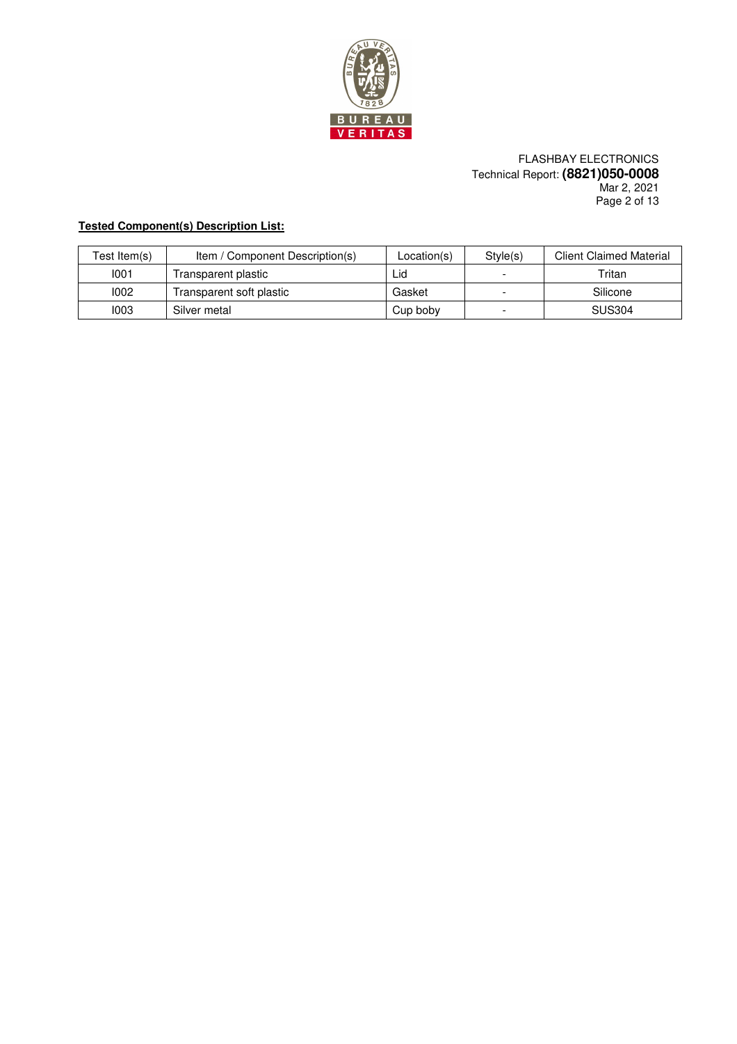**Tested Component(s) Description List:**

| Test Item(s) | Item / Component Description(s) | Location(s) | Style(s) | Client Claimed Material |
|---|---|---|---|---|
| I001 | Transparent plastic | Lid | - | Tritan |
| I002 | Transparent soft plastic | Gasket | - | Silicone |
| I003 | Silver metal | Cup boby | - | SUS304 |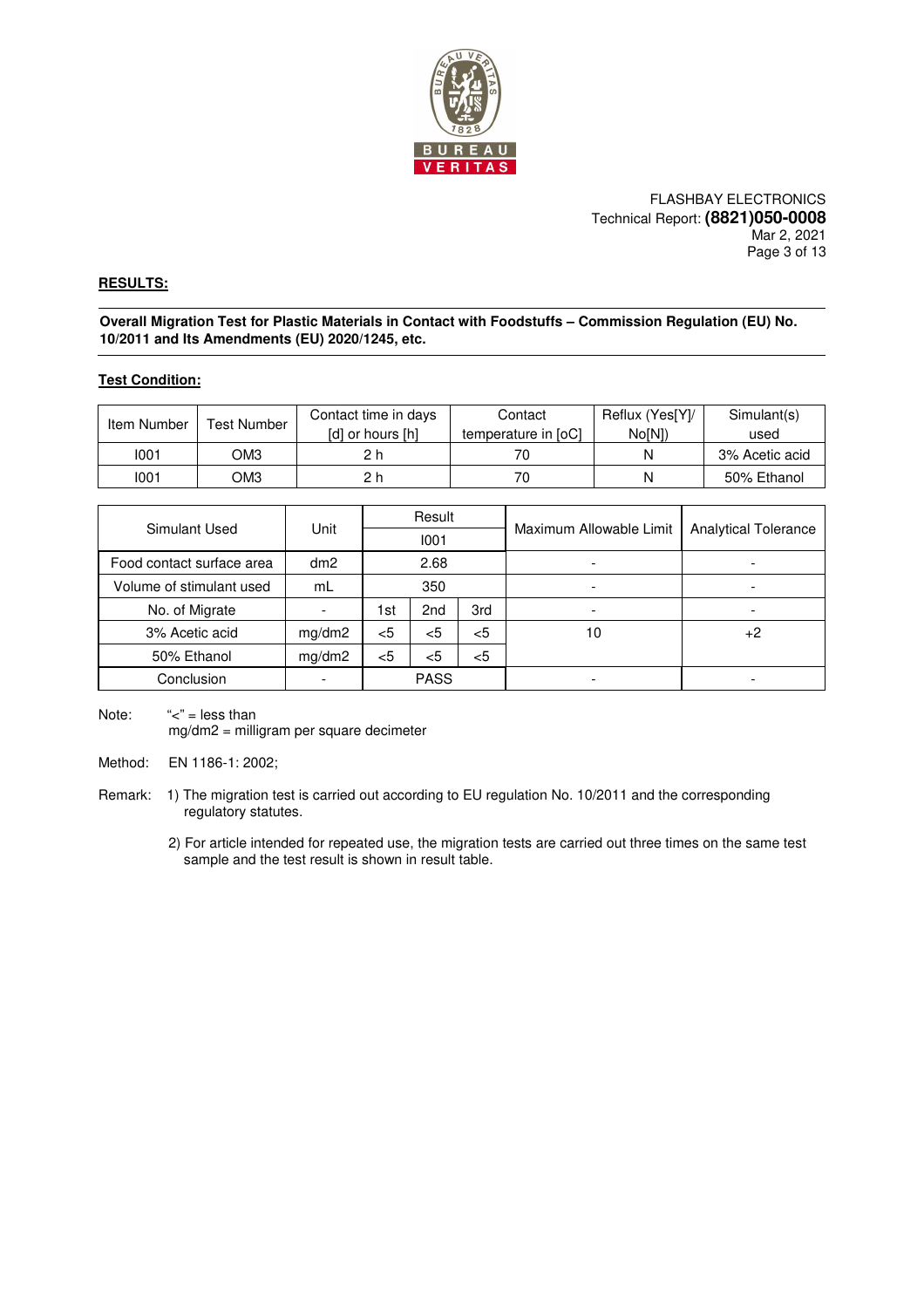FLASHBAY ELECTRONICS
Technical Report: **(8821)050-0008**
Mar 2, 2021

## RESULTS:

**Overall Migration Test for Plastic Materials in Contact with Foodstuffs – Commission Regulation (EU) No. 10/2011 and Its Amendments (EU) 2020/1245, etc.**

### Test Condition:

| Item Number | Test Number | Contact time in days [d] or hours [h] | Contact temperature in [oC] | Reflux (Yes[Y]/ No[N]) | Simulant(s) used |
|---|---|---|---|---|---|
| I001 | OM3 | 2 h | 70 | N | 3% Acetic acid |
| I001 | OM3 | 2 h | 70 | N | 50% Ethanol |

| Simulant Used | Unit | Result | | | Maximum Allowable Limit | Analytical Tolerance |
|---|---|---|---|---|---|---|
| | | I001 | | | | |
| Food contact surface area | dm2 | 2.68 | | | - | - |
| Volume of stimulant used | mL | 350 | | | - | - |
| No. of Migrate | - | 1st | 2nd | 3rd | - | - |
| 3% Acetic acid | mg/dm2 | <5 | <5 | <5 | 10 | +2 |
| 50% Ethanol | mg/dm2 | <5 | <5 | <5 | | |
| Conclusion | - | PASS | | | - | - |

Note: "<" = less than
mg/dm2 = milligram per square decimeter

Method: EN 1186-1: 2002;

Remark:
1) The migration test is carried out according to EU regulation No. 10/2011 and the corresponding regulatory statutes.
2) For article intended for repeated use, the migration tests are carried out three times on the same test sample and the test result is shown in result table.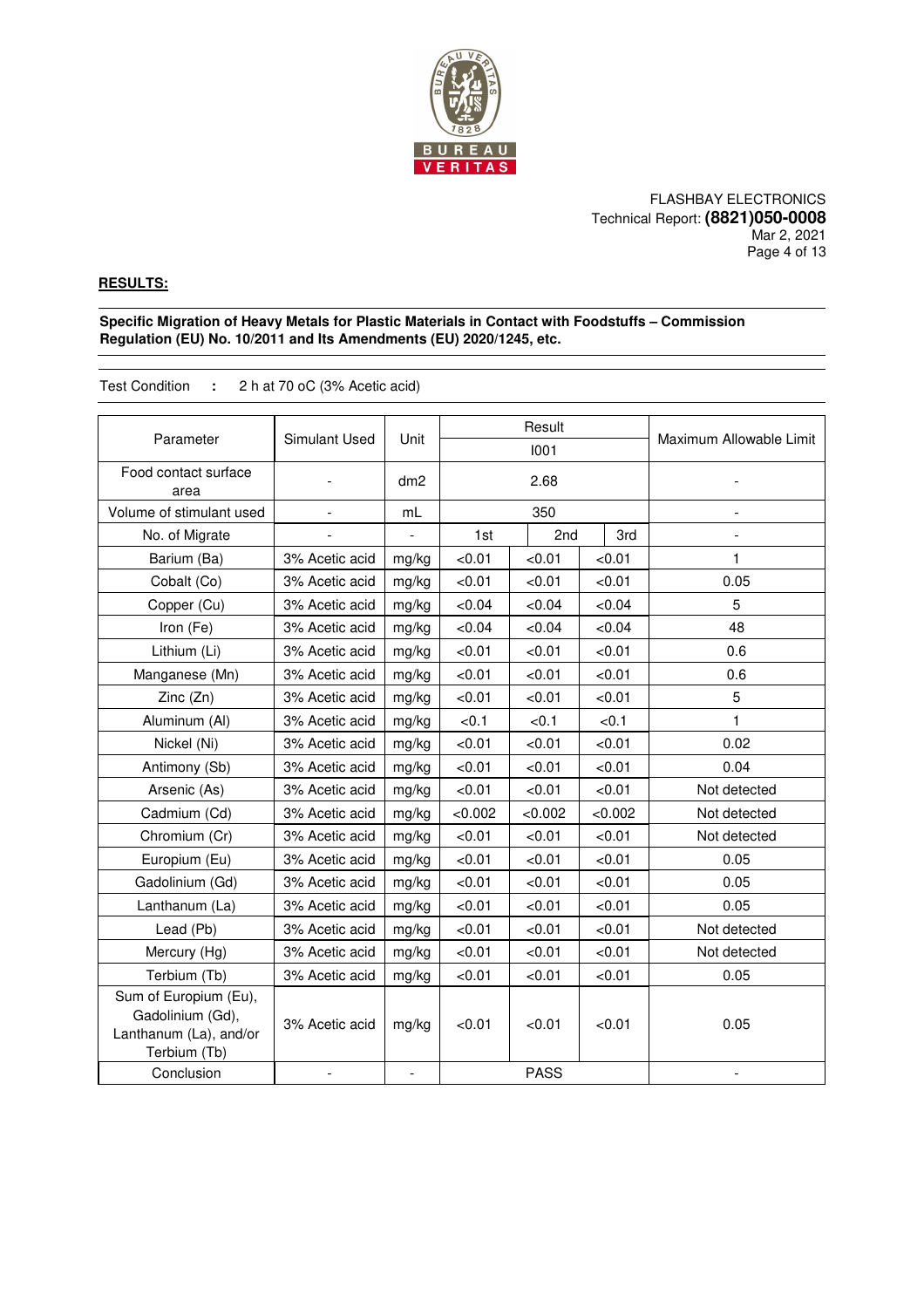FLASHBAY ELECTRONICS
Technical Report: **(8821)050-0008**
Mar 2, 2021

**RESULTS:**

**Specific Migration of Heavy Metals for Plastic Materials in Contact with Foodstuffs – Commission Regulation (EU) No. 10/2011 and Its Amendments (EU) 2020/1245, etc.**

Test Condition : 2 h at 70 oC (3% Acetic acid)

| Parameter | Simulant Used | Unit | Result | | | Maximum Allowable Limit |
|---|---|---|---|---|---|---|
| | | | I001 | | | |
| Food contact surface area | - | dm2 | 2.68 | | | - |
| Volume of stimulant used | - | mL | 350 | | | - |
| No. of Migrate | - | - | 1st | 2nd | 3rd | - |
| Barium (Ba) | 3% Acetic acid | mg/kg | <0.01 | <0.01 | <0.01 | 1 |
| Cobalt (Co) | 3% Acetic acid | mg/kg | <0.01 | <0.01 | <0.01 | 0.05 |
| Copper (Cu) | 3% Acetic acid | mg/kg | <0.04 | <0.04 | <0.04 | 5 |
| Iron (Fe) | 3% Acetic acid | mg/kg | <0.04 | <0.04 | <0.04 | 48 |
| Lithium (Li) | 3% Acetic acid | mg/kg | <0.01 | <0.01 | <0.01 | 0.6 |
| Manganese (Mn) | 3% Acetic acid | mg/kg | <0.01 | <0.01 | <0.01 | 0.6 |
| Zinc (Zn) | 3% Acetic acid | mg/kg | <0.01 | <0.01 | <0.01 | 5 |
| Aluminum (Al) | 3% Acetic acid | mg/kg | <0.1 | <0.1 | <0.1 | 1 |
| Nickel (Ni) | 3% Acetic acid | mg/kg | <0.01 | <0.01 | <0.01 | 0.02 |
| Antimony (Sb) | 3% Acetic acid | mg/kg | <0.01 | <0.01 | <0.01 | 0.04 |
| Arsenic (As) | 3% Acetic acid | mg/kg | <0.01 | <0.01 | <0.01 | Not detected |
| Cadmium (Cd) | 3% Acetic acid | mg/kg | <0.002 | <0.002 | <0.002 | Not detected |
| Chromium (Cr) | 3% Acetic acid | mg/kg | <0.01 | <0.01 | <0.01 | Not detected |
| Europium (Eu) | 3% Acetic acid | mg/kg | <0.01 | <0.01 | <0.01 | 0.05 |
| Gadolinium (Gd) | 3% Acetic acid | mg/kg | <0.01 | <0.01 | <0.01 | 0.05 |
| Lanthanum (La) | 3% Acetic acid | mg/kg | <0.01 | <0.01 | <0.01 | 0.05 |
| Lead (Pb) | 3% Acetic acid | mg/kg | <0.01 | <0.01 | <0.01 | Not detected |
| Mercury (Hg) | 3% Acetic acid | mg/kg | <0.01 | <0.01 | <0.01 | Not detected |
| Terbium (Tb) | 3% Acetic acid | mg/kg | <0.01 | <0.01 | <0.01 | 0.05 |
| Sum of Europium (Eu), Gadolinium (Gd), Lanthanum (La), and/or Terbium (Tb) | 3% Acetic acid | mg/kg | <0.01 | <0.01 | <0.01 | 0.05 |
| Conclusion | - | - | PASS | | | - |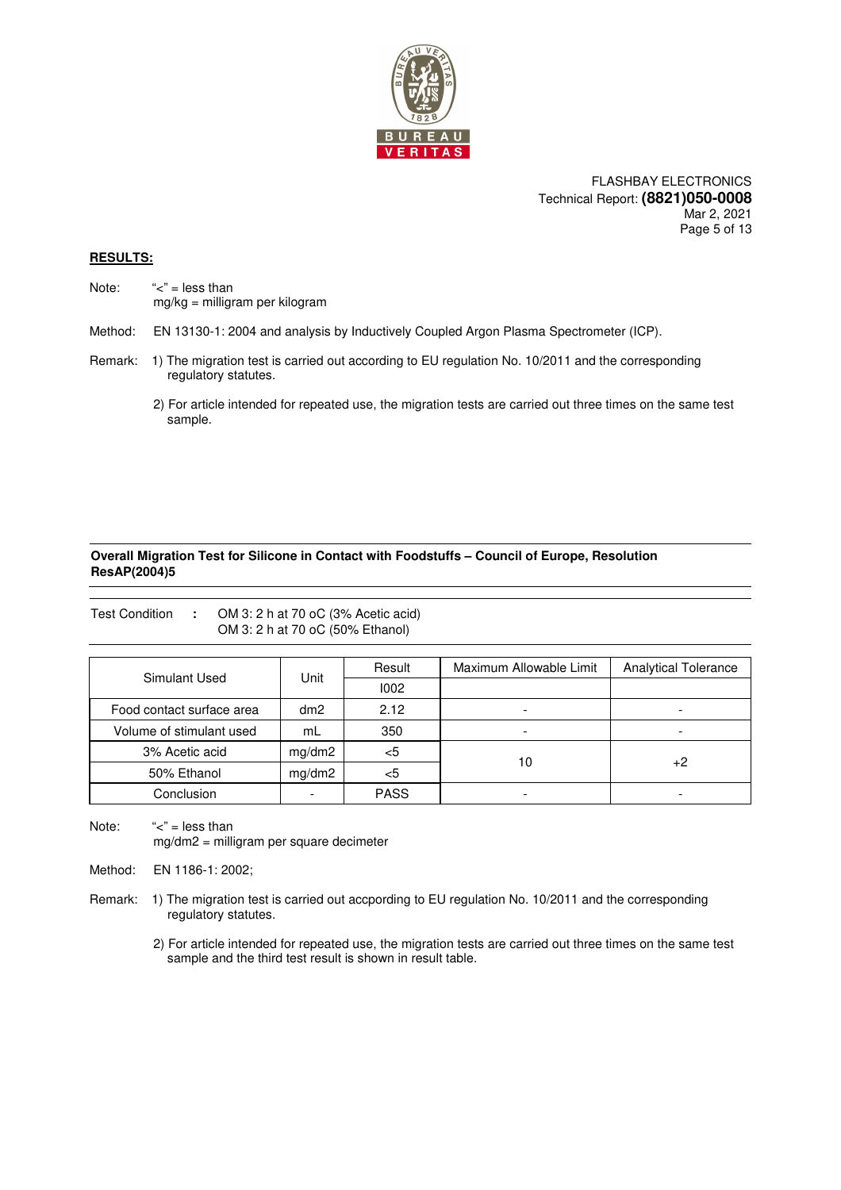FLASHBAY ELECTRONICS
Technical Report: **(8821)050-0008**
Mar 2, 2021

**RESULTS:**

Note: "<" = less than
mg/kg = milligram per kilogram

Method: EN 13130-1: 2004 and analysis by Inductively Coupled Argon Plasma Spectrometer (ICP).

Remark: 1) The migration test is carried out according to EU regulation No. 10/2011 and the corresponding regulatory statutes.

2) For article intended for repeated use, the migration tests are carried out three times on the same test sample.

**Overall Migration Test for Silicone in Contact with Foodstuffs – Council of Europe, Resolution ResAP(2004)5**

Test Condition : OM 3: 2 h at 70 oC (3% Acetic acid)
OM 3: 2 h at 70 oC (50% Ethanol)

| Simulant Used | Unit | Result | Maximum Allowable Limit | Analytical Tolerance |
|---|---|---|---|---|
| | | I002 | | |
| Food contact surface area | dm2 | 2.12 | - | - |
| Volume of stimulant used | mL | 350 | - | - |
| 3% Acetic acid | mg/dm2 | <5 | 10 | +2 |
| 50% Ethanol | mg/dm2 | <5 | | |
| Conclusion | - | PASS | - | - |

Note: "<" = less than
mg/dm2 = milligram per square decimeter

Method: EN 1186-1: 2002;

Remark: 1) The migration test is carried out accpording to EU regulation No. 10/2011 and the corresponding regulatory statutes.

2) For article intended for repeated use, the migration tests are carried out three times on the same test sample and the third test result is shown in result table.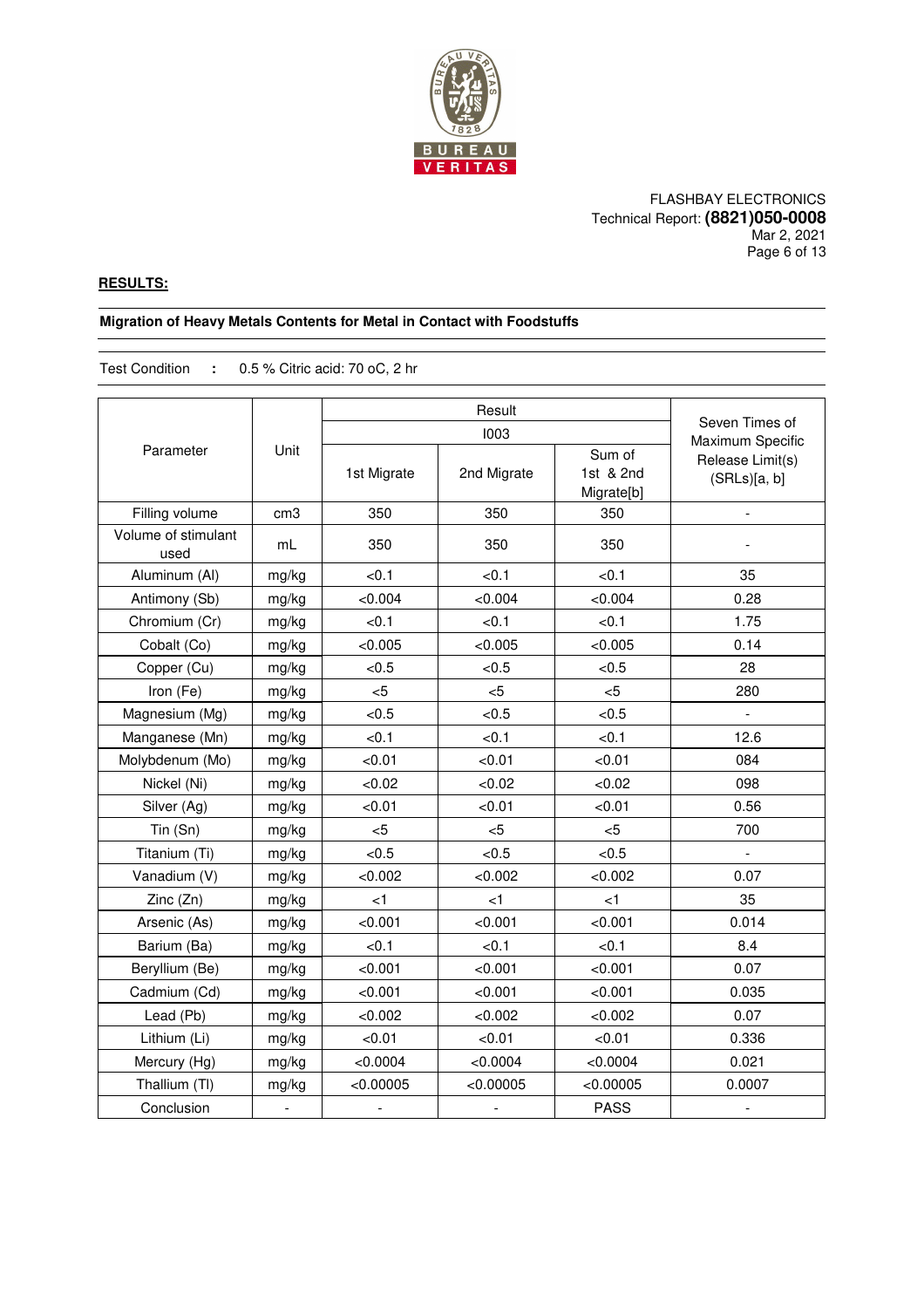FLASHBAY ELECTRONICS
Technical Report: **(8821)050-0008**
Mar 2, 2021

**RESULTS:**

**Migration of Heavy Metals Contents for Metal in Contact with Foodstuffs**

Test Condition : 0.5 % Citric acid: 70 oC, 2 hr

| Parameter | Unit | Result | | | Seven Times of Maximum Specific Release Limit(s) (SRLs)[a, b] |
|---|---|---|---|---|---|
| | | I003 | | | |
| | | 1st Migrate | 2nd Migrate | Sum of 1st & 2nd Migrate[b] | |
| Filling volume | cm3 | 350 | 350 | 350 | - |
| Volume of stimulant used | mL | 350 | 350 | 350 | - |
| Aluminum (Al) | mg/kg | <0.1 | <0.1 | <0.1 | 35 |
| Antimony (Sb) | mg/kg | <0.004 | <0.004 | <0.004 | 0.28 |
| Chromium (Cr) | mg/kg | <0.1 | <0.1 | <0.1 | 1.75 |
| Cobalt (Co) | mg/kg | <0.005 | <0.005 | <0.005 | 0.14 |
| Copper (Cu) | mg/kg | <0.5 | <0.5 | <0.5 | 28 |
| Iron (Fe) | mg/kg | <5 | <5 | <5 | 280 |
| Magnesium (Mg) | mg/kg | <0.5 | <0.5 | <0.5 | - |
| Manganese (Mn) | mg/kg | <0.1 | <0.1 | <0.1 | 12.6 |
| Molybdenum (Mo) | mg/kg | <0.01 | <0.01 | <0.01 | 084 |
| Nickel (Ni) | mg/kg | <0.02 | <0.02 | <0.02 | 098 |
| Silver (Ag) | mg/kg | <0.01 | <0.01 | <0.01 | 0.56 |
| Tin (Sn) | mg/kg | <5 | <5 | <5 | 700 |
| Titanium (Ti) | mg/kg | <0.5 | <0.5 | <0.5 | - |
| Vanadium (V) | mg/kg | <0.002 | <0.002 | <0.002 | 0.07 |
| Zinc (Zn) | mg/kg | <1 | <1 | <1 | 35 |
| Arsenic (As) | mg/kg | <0.001 | <0.001 | <0.001 | 0.014 |
| Barium (Ba) | mg/kg | <0.1 | <0.1 | <0.1 | 8.4 |
| Beryllium (Be) | mg/kg | <0.001 | <0.001 | <0.001 | 0.07 |
| Cadmium (Cd) | mg/kg | <0.001 | <0.001 | <0.001 | 0.035 |
| Lead (Pb) | mg/kg | <0.002 | <0.002 | <0.002 | 0.07 |
| Lithium (Li) | mg/kg | <0.01 | <0.01 | <0.01 | 0.336 |
| Mercury (Hg) | mg/kg | <0.0004 | <0.0004 | <0.0004 | 0.021 |
| Thallium (Tl) | mg/kg | <0.00005 | <0.00005 | <0.00005 | 0.0007 |
| Conclusion | - | - | - | PASS | - |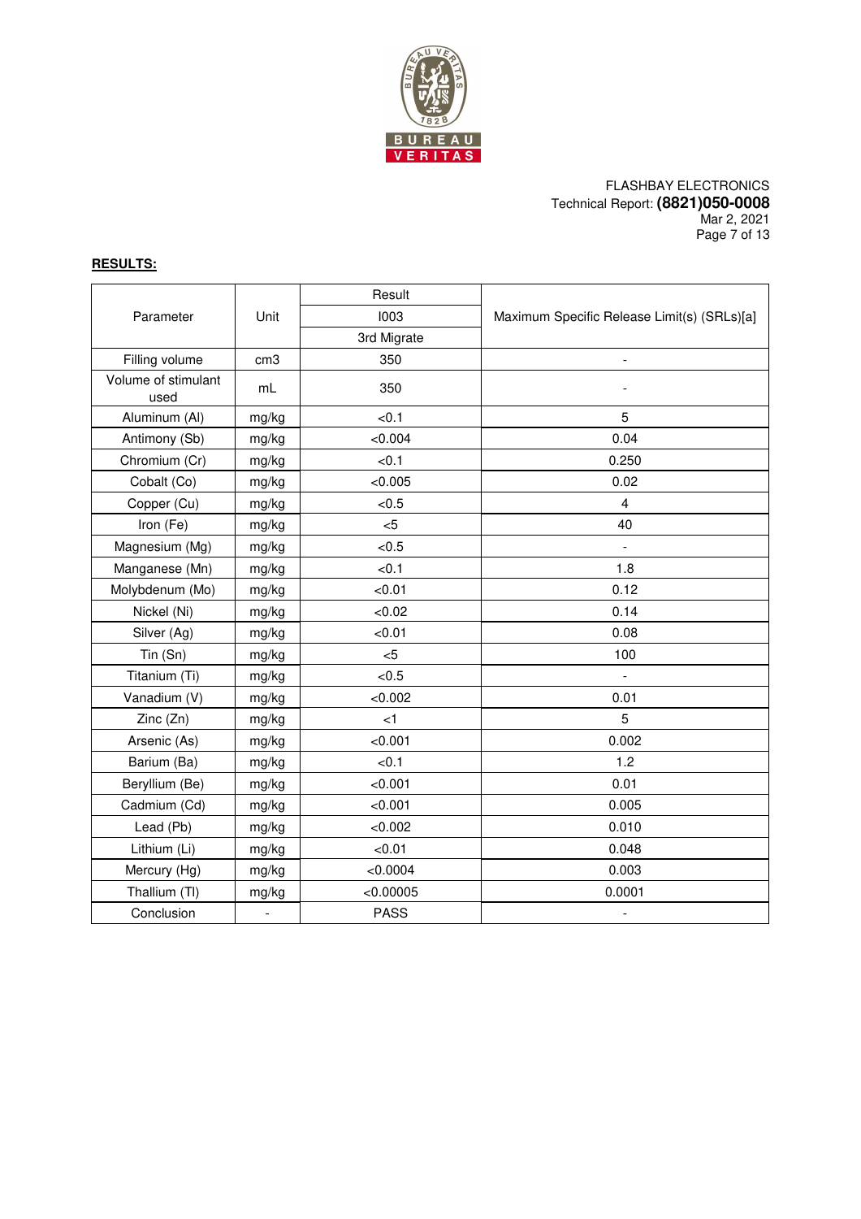FLASHBAY ELECTRONICS
Technical Report: **(8821)050-0008**
Mar 2, 2021

**RESULTS:**

| Parameter | Unit | Result | Maximum Specific Release Limit(s) (SRLs)[a] |
|---|---|---|---|
| | | I003 | |
| | | 3rd Migrate | |
| Filling volume | cm3 | 350 | - |
| Volume of stimulant used | mL | 350 | - |
| Aluminum (Al) | mg/kg | <0.1 | 5 |
| Antimony (Sb) | mg/kg | <0.004 | 0.04 |
| Chromium (Cr) | mg/kg | <0.1 | 0.250 |
| Cobalt (Co) | mg/kg | <0.005 | 0.02 |
| Copper (Cu) | mg/kg | <0.5 | 4 |
| Iron (Fe) | mg/kg | <5 | 40 |
| Magnesium (Mg) | mg/kg | <0.5 | - |
| Manganese (Mn) | mg/kg | <0.1 | 1.8 |
| Molybdenum (Mo) | mg/kg | <0.01 | 0.12 |
| Nickel (Ni) | mg/kg | <0.02 | 0.14 |
| Silver (Ag) | mg/kg | <0.01 | 0.08 |
| Tin (Sn) | mg/kg | <5 | 100 |
| Titanium (Ti) | mg/kg | <0.5 | - |
| Vanadium (V) | mg/kg | <0.002 | 0.01 |
| Zinc (Zn) | mg/kg | <1 | 5 |
| Arsenic (As) | mg/kg | <0.001 | 0.002 |
| Barium (Ba) | mg/kg | <0.1 | 1.2 |
| Beryllium (Be) | mg/kg | <0.001 | 0.01 |
| Cadmium (Cd) | mg/kg | <0.001 | 0.005 |
| Lead (Pb) | mg/kg | <0.002 | 0.010 |
| Lithium (Li) | mg/kg | <0.01 | 0.048 |
| Mercury (Hg) | mg/kg | <0.0004 | 0.003 |
| Thallium (Tl) | mg/kg | <0.00005 | 0.0001 |
| Conclusion | - | PASS | - |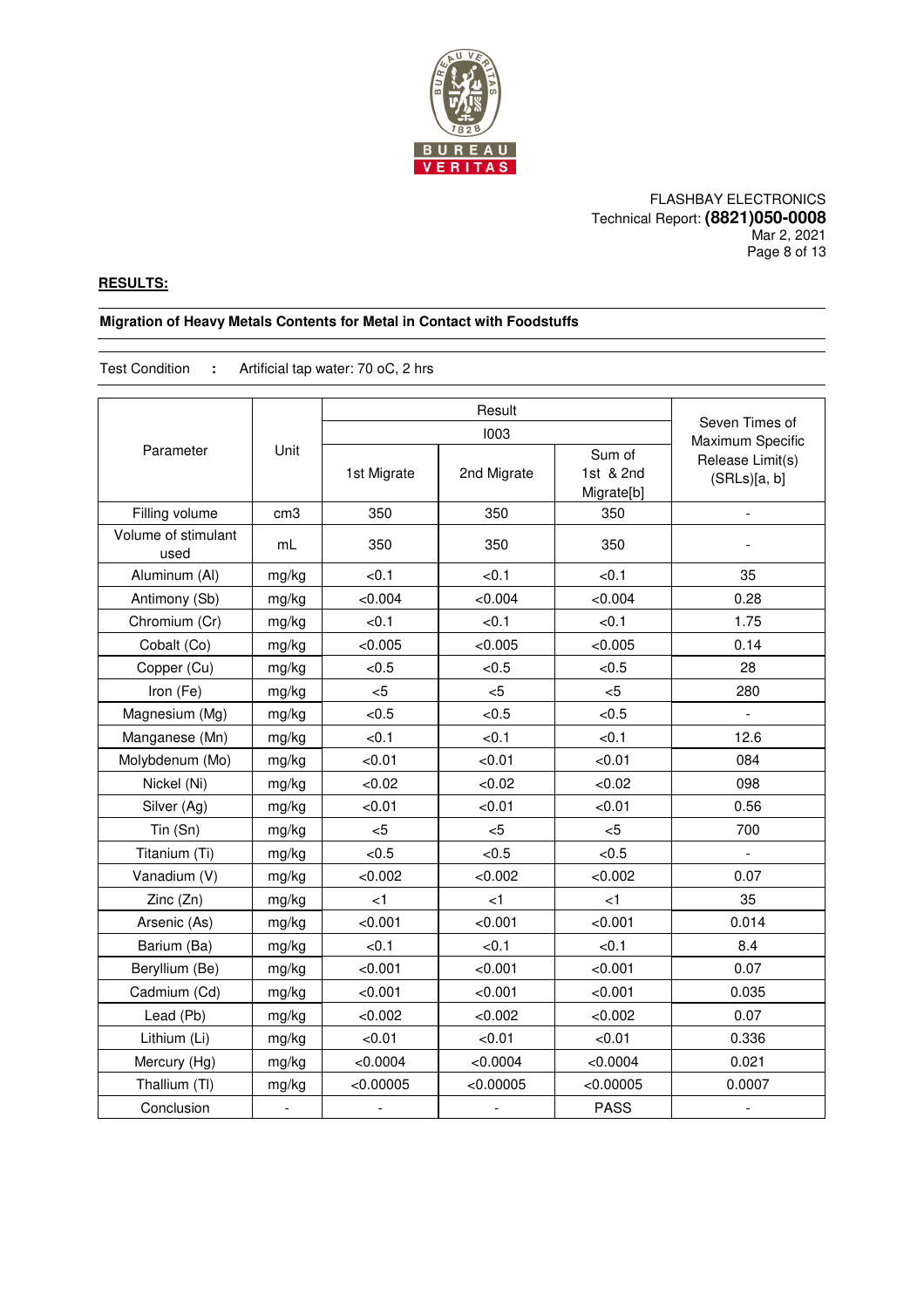FLASHBAY ELECTRONICS
Technical Report: **(8821)050-0008**
Mar 2, 2021

**RESULTS:**

**Migration of Heavy Metals Contents for Metal in Contact with Foodstuffs**

Test Condition : Artificial tap water: 70 oC, 2 hrs

| Parameter | Unit | Result | | | Seven Times of Maximum Specific Release Limit(s) (SRLs)[a, b] |
|---|---|---|---|---|---|
| | | I003 | | | |
| | | 1st Migrate | 2nd Migrate | Sum of 1st & 2nd Migrate[b] | |
| Filling volume | cm3 | 350 | 350 | 350 | - |
| Volume of stimulant used | mL | 350 | 350 | 350 | - |
| Aluminum (Al) | mg/kg | <0.1 | <0.1 | <0.1 | 35 |
| Antimony (Sb) | mg/kg | <0.004 | <0.004 | <0.004 | 0.28 |
| Chromium (Cr) | mg/kg | <0.1 | <0.1 | <0.1 | 1.75 |
| Cobalt (Co) | mg/kg | <0.005 | <0.005 | <0.005 | 0.14 |
| Copper (Cu) | mg/kg | <0.5 | <0.5 | <0.5 | 28 |
| Iron (Fe) | mg/kg | <5 | <5 | <5 | 280 |
| Magnesium (Mg) | mg/kg | <0.5 | <0.5 | <0.5 | - |
| Manganese (Mn) | mg/kg | <0.1 | <0.1 | <0.1 | 12.6 |
| Molybdenum (Mo) | mg/kg | <0.01 | <0.01 | <0.01 | 084 |
| Nickel (Ni) | mg/kg | <0.02 | <0.02 | <0.02 | 098 |
| Silver (Ag) | mg/kg | <0.01 | <0.01 | <0.01 | 0.56 |
| Tin (Sn) | mg/kg | <5 | <5 | <5 | 700 |
| Titanium (Ti) | mg/kg | <0.5 | <0.5 | <0.5 | - |
| Vanadium (V) | mg/kg | <0.002 | <0.002 | <0.002 | 0.07 |
| Zinc (Zn) | mg/kg | <1 | <1 | <1 | 35 |
| Arsenic (As) | mg/kg | <0.001 | <0.001 | <0.001 | 0.014 |
| Barium (Ba) | mg/kg | <0.1 | <0.1 | <0.1 | 8.4 |
| Beryllium (Be) | mg/kg | <0.001 | <0.001 | <0.001 | 0.07 |
| Cadmium (Cd) | mg/kg | <0.001 | <0.001 | <0.001 | 0.035 |
| Lead (Pb) | mg/kg | <0.002 | <0.002 | <0.002 | 0.07 |
| Lithium (Li) | mg/kg | <0.01 | <0.01 | <0.01 | 0.336 |
| Mercury (Hg) | mg/kg | <0.0004 | <0.0004 | <0.0004 | 0.021 |
| Thallium (Tl) | mg/kg | <0.00005 | <0.00005 | <0.00005 | 0.0007 |
| Conclusion | - | - | - | PASS | - |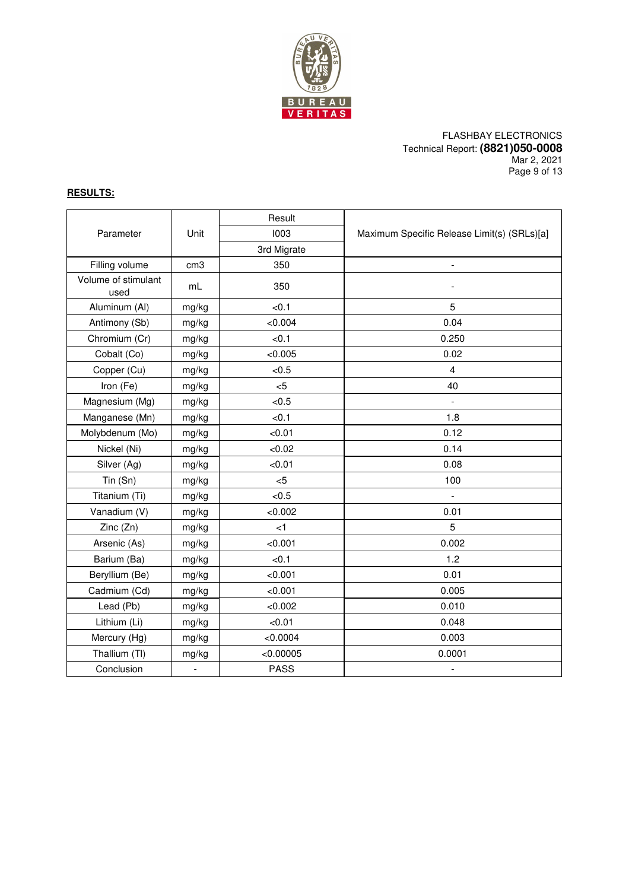FLASHBAY ELECTRONICS
Technical Report: **(8821)050-0008**
Mar 2, 2021

**RESULTS:**

| Parameter | Unit | Result | Maximum Specific Release Limit(s) (SRLs)[a] |
|---|---|---|---|
| | | I003 | |
| | | 3rd Migrate | |
| Filling volume | cm3 | 350 | - |
| Volume of stimulant used | mL | 350 | - |
| Aluminum (Al) | mg/kg | <0.1 | 5 |
| Antimony (Sb) | mg/kg | <0.004 | 0.04 |
| Chromium (Cr) | mg/kg | <0.1 | 0.250 |
| Cobalt (Co) | mg/kg | <0.005 | 0.02 |
| Copper (Cu) | mg/kg | <0.5 | 4 |
| Iron (Fe) | mg/kg | <5 | 40 |
| Magnesium (Mg) | mg/kg | <0.5 | - |
| Manganese (Mn) | mg/kg | <0.1 | 1.8 |
| Molybdenum (Mo) | mg/kg | <0.01 | 0.12 |
| Nickel (Ni) | mg/kg | <0.02 | 0.14 |
| Silver (Ag) | mg/kg | <0.01 | 0.08 |
| Tin (Sn) | mg/kg | <5 | 100 |
| Titanium (Ti) | mg/kg | <0.5 | - |
| Vanadium (V) | mg/kg | <0.002 | 0.01 |
| Zinc (Zn) | mg/kg | <1 | 5 |
| Arsenic (As) | mg/kg | <0.001 | 0.002 |
| Barium (Ba) | mg/kg | <0.1 | 1.2 |
| Beryllium (Be) | mg/kg | <0.001 | 0.01 |
| Cadmium (Cd) | mg/kg | <0.001 | 0.005 |
| Lead (Pb) | mg/kg | <0.002 | 0.010 |
| Lithium (Li) | mg/kg | <0.01 | 0.048 |
| Mercury (Hg) | mg/kg | <0.0004 | 0.003 |
| Thallium (Tl) | mg/kg | <0.00005 | 0.0001 |
| Conclusion | - | PASS | - |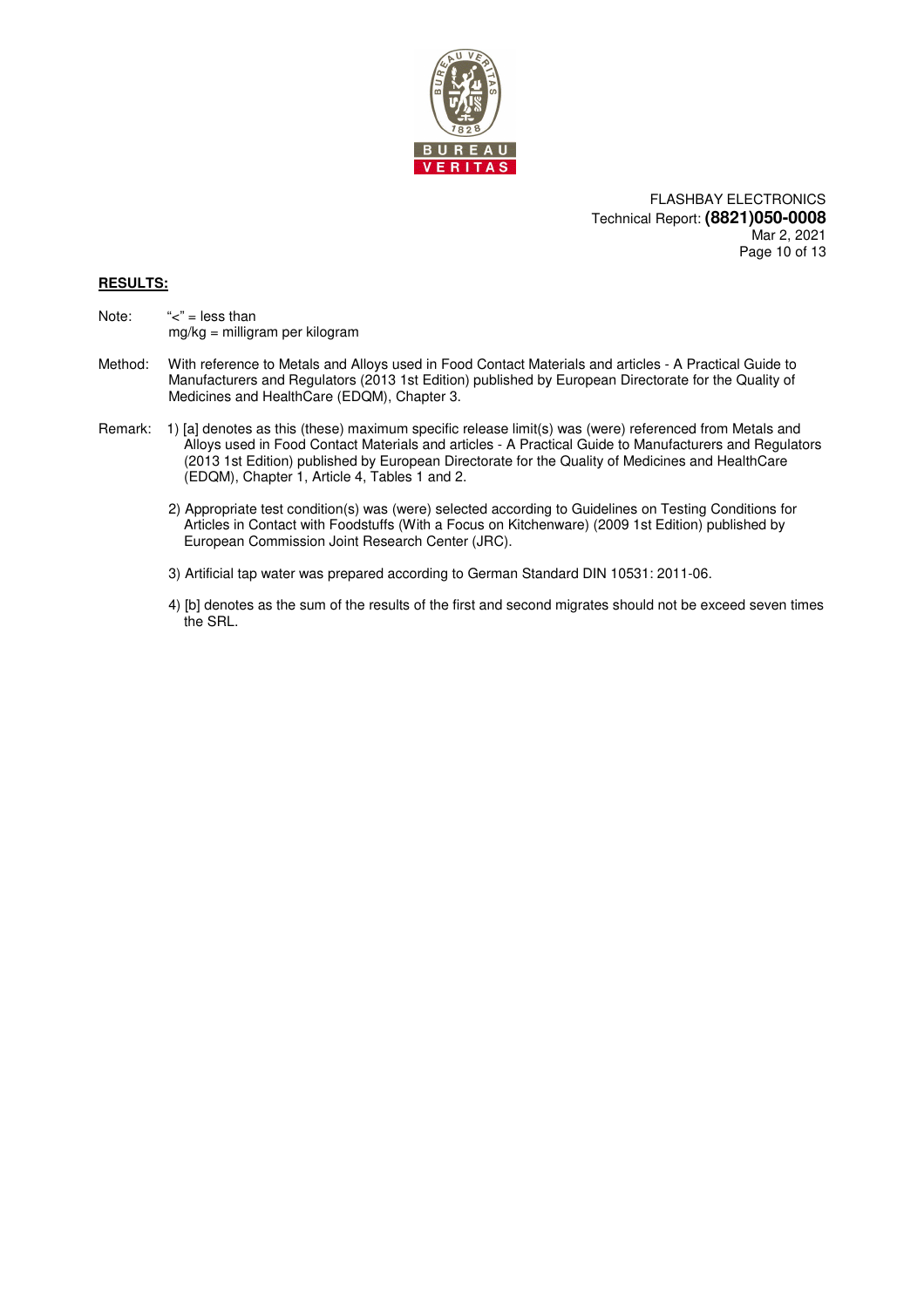**RESULTS:**

Note: "<" = less than
mg/kg = milligram per kilogram

Method: With reference to Metals and Alloys used in Food Contact Materials and articles - A Practical Guide to Manufacturers and Regulators (2013 1st Edition) published by European Directorate for the Quality of Medicines and HealthCare (EDQM), Chapter 3.

Remark:

1) [a] denotes as this (these) maximum specific release limit(s) was (were) referenced from Metals and Alloys used in Food Contact Materials and articles - A Practical Guide to Manufacturers and Regulators (2013 1st Edition) published by European Directorate for the Quality of Medicines and HealthCare (EDQM), Chapter 1, Article 4, Tables 1 and 2.

2) Appropriate test condition(s) was (were) selected according to Guidelines on Testing Conditions for Articles in Contact with Foodstuffs (With a Focus on Kitchenware) (2009 1st Edition) published by European Commission Joint Research Center (JRC).

3) Artificial tap water was prepared according to German Standard DIN 10531: 2011-06.

4) [b] denotes as the sum of the results of the first and second migrates should not be exceed seven times the SRL.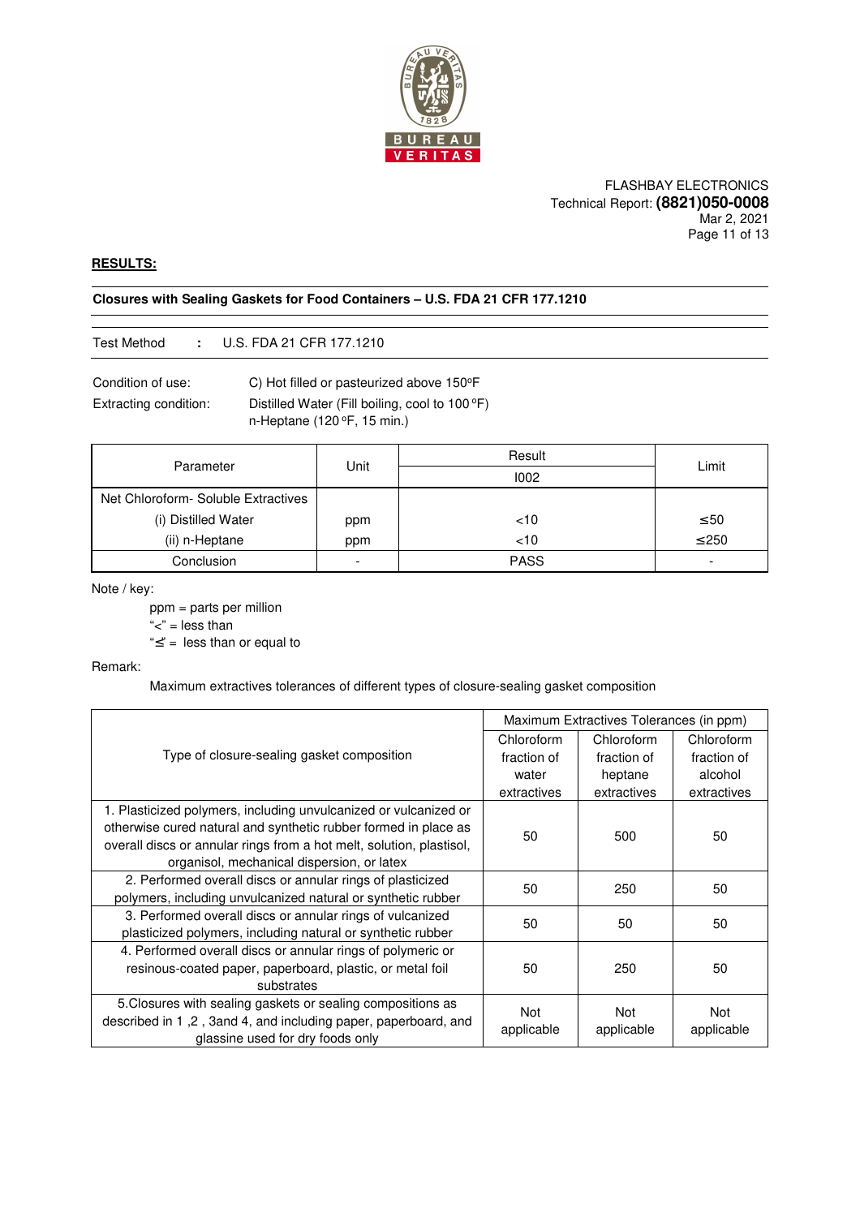FLASHBAY ELECTRONICS
Technical Report: **(8821)050-0008**
Mar 2, 2021

## RESULTS:

**Closures with Sealing Gaskets for Food Containers – U.S. FDA 21 CFR 177.1210**

Test Method : U.S. FDA 21 CFR 177.1210

Condition of use: C) Hot filled or pasteurized above 150ºF

Extracting condition: Distilled Water (Fill boiling, cool to 100 ºF)
n-Heptane (120 ºF, 15 min.)

| Parameter | Unit | Result | Limit |
|---|---|---|---|
| | | I002 | |
| Net Chloroform- Soluble Extractives | | | |
| (i) Distilled Water | ppm | <10 | ≤50 |
| (ii) n-Heptane | ppm | <10 | ≤250 |
| Conclusion | - | PASS | - |

Note / key:

ppm = parts per million
"<" = less than
"≤" = less than or equal to

Remark:

Maximum extractives tolerances of different types of closure-sealing gasket composition

| Type of closure-sealing gasket composition | Maximum Extractives Tolerances (in ppm) | | |
|---|---|---|---|
| | Chloroform fraction of water extractives | Chloroform fraction of heptane extractives | Chloroform fraction of alcohol extractives |
| 1. Plasticized polymers, including unvulcanized or vulcanized or otherwise cured natural and synthetic rubber formed in place as overall discs or annular rings from a hot melt, solution, plastisol, organisol, mechanical dispersion, or latex | 50 | 500 | 50 |
| 2. Performed overall discs or annular rings of plasticized polymers, including unvulcanized natural or synthetic rubber | 50 | 250 | 50 |
| 3. Performed overall discs or annular rings of vulcanized plasticized polymers, including natural or synthetic rubber | 50 | 50 | 50 |
| 4. Performed overall discs or annular rings of polymeric or resinous-coated paper, paperboard, plastic, or metal foil substrates | 50 | 250 | 50 |
| 5.Closures with sealing gaskets or sealing compositions as described in 1 ,2 , 3and 4, and including paper, paperboard, and glassine used for dry foods only | Not applicable | Not applicable | Not applicable |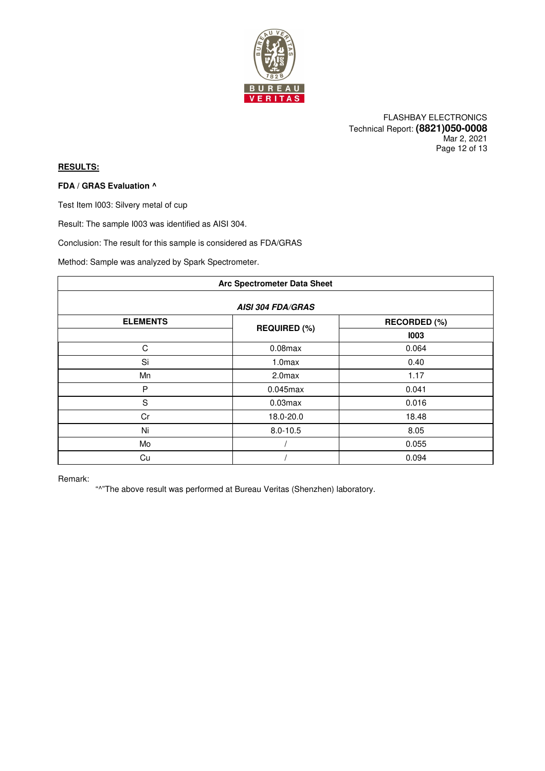## RESULTS:

**FDA / GRAS Evaluation ^**

Test Item I003: Silvery metal of cup

Result: The sample I003 was identified as AISI 304.

Conclusion: The result for this sample is considered as FDA/GRAS

Method: Sample was analyzed by Spark Spectrometer.

| Arc Spectrometer Data Sheet | | |
|---|---|---|
| ***AISI 304 FDA/GRAS*** | | |
| **ELEMENTS** | **REQUIRED (%)** | **RECORDED (%)** |
| | | **I003** |
| C | 0.08max | 0.064 |
| Si | 1.0max | 0.40 |
| Mn | 2.0max | 1.17 |
| P | 0.045max | 0.041 |
| S | 0.03max | 0.016 |
| Cr | 18.0-20.0 | 18.48 |
| Ni | 8.0-10.5 | 8.05 |
| Mo | / | 0.055 |
| Cu | / | 0.094 |

Remark:

"^"The above result was performed at Bureau Veritas (Shenzhen) laboratory.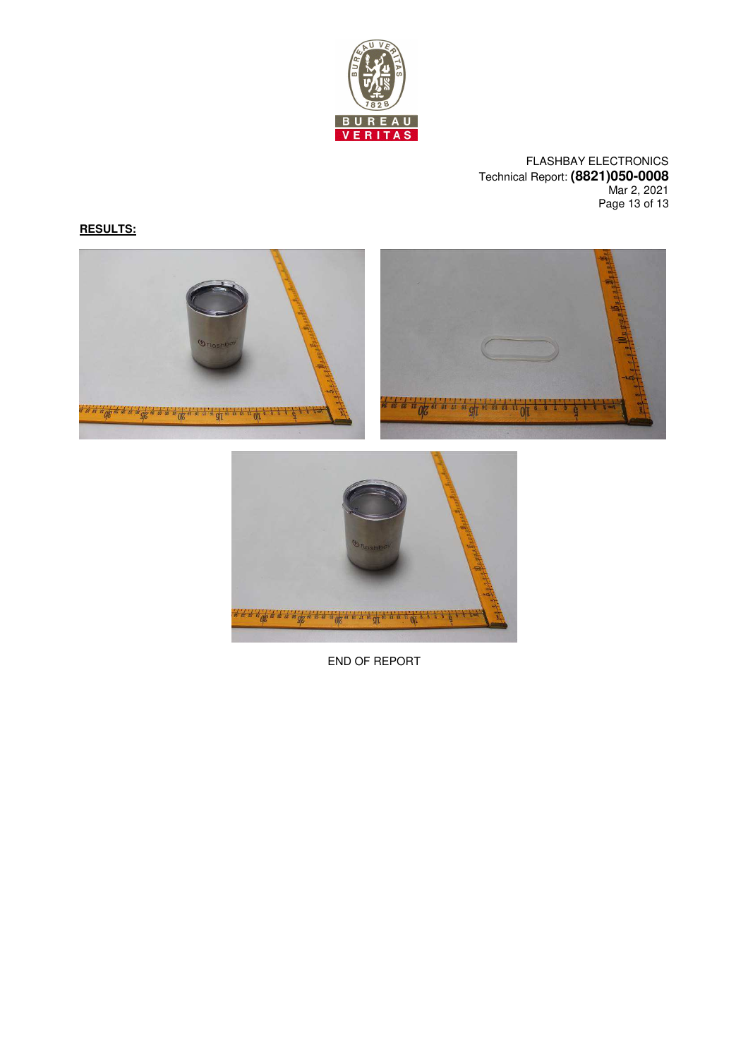**RESULTS:**

END OF REPORT